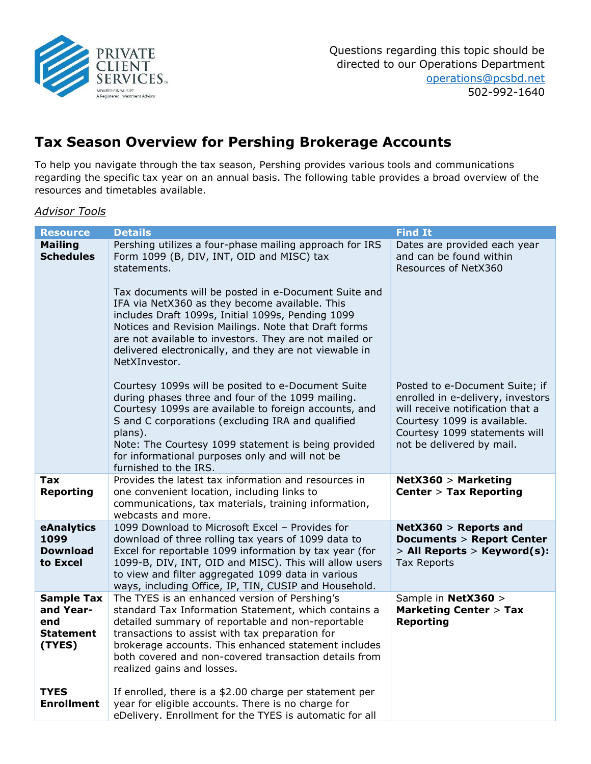PRIVATE CLIENT SERVICES

MEMBER FINRA, SIPC
A Registered Investment Advisor

Questions regarding this topic should be directed to our Operations Department
operations@pcsbd.net
502-992-1640

# Tax Season Overview for Pershing Brokerage Accounts

To help you navigate through the tax season, Pershing provides various tools and communications regarding the specific tax year on an annual basis. The following table provides a broad overview of the resources and timetables available.

*Advisor Tools*

| Resource | Details | Find It |
|---|---|---|
| **Mailing Schedules** | Pershing utilizes a four-phase mailing approach for IRS Form 1099 (B, DIV, INT, OID and MISC) tax statements.<br><br>Tax documents will be posted in e-Document Suite and IFA via NetX360 as they become available. This includes Draft 1099s, Initial 1099s, Pending 1099 Notices and Revision Mailings. Note that Draft forms are not available to investors. They are not mailed or delivered electronically, and they are not viewable in NetXInvestor.<br><br>Courtesy 1099s will be posited to e-Document Suite during phases three and four of the 1099 mailing. Courtesy 1099s are available to foreign accounts, and S and C corporations (excluding IRA and qualified plans).<br>Note: The Courtesy 1099 statement is being provided for informational purposes only and will not be furnished to the IRS. | Dates are provided each year and can be found within Resources of NetX360<br><br>Posted to e-Document Suite; if enrolled in e-delivery, investors will receive notification that a Courtesy 1099 is available. Courtesy 1099 statements will not be delivered by mail. |
| **Tax Reporting** | Provides the latest tax information and resources in one convenient location, including links to communications, tax materials, training information, webcasts and more. | **NetX360** > **Marketing Center** > **Tax Reporting** |
| **eAnalytics 1099 Download to Excel** | 1099 Download to Microsoft Excel – Provides for download of three rolling tax years of 1099 data to Excel for reportable 1099 information by tax year (for 1099-B, DIV, INT, OID and MISC). This will allow users to view and filter aggregated 1099 data in various ways, including Office, IP, TIN, CUSIP and Household. | **NetX360** > **Reports and Documents** > **Report Center** > **All Reports** > **Keyword(s):** Tax Reports |
| **Sample Tax and Year-end Statement (TYES)**<br><br>**TYES Enrollment** | The TYES is an enhanced version of Pershing's standard Tax Information Statement, which contains a detailed summary of reportable and non-reportable transactions to assist with tax preparation for brokerage accounts. This enhanced statement includes both covered and non-covered transaction details from realized gains and losses.<br><br>If enrolled, there is a $2.00 charge per statement per year for eligible accounts. There is no charge for eDelivery. Enrollment for the TYES is automatic for all | Sample in **NetX360** > **Marketing Center** > **Tax Reporting** |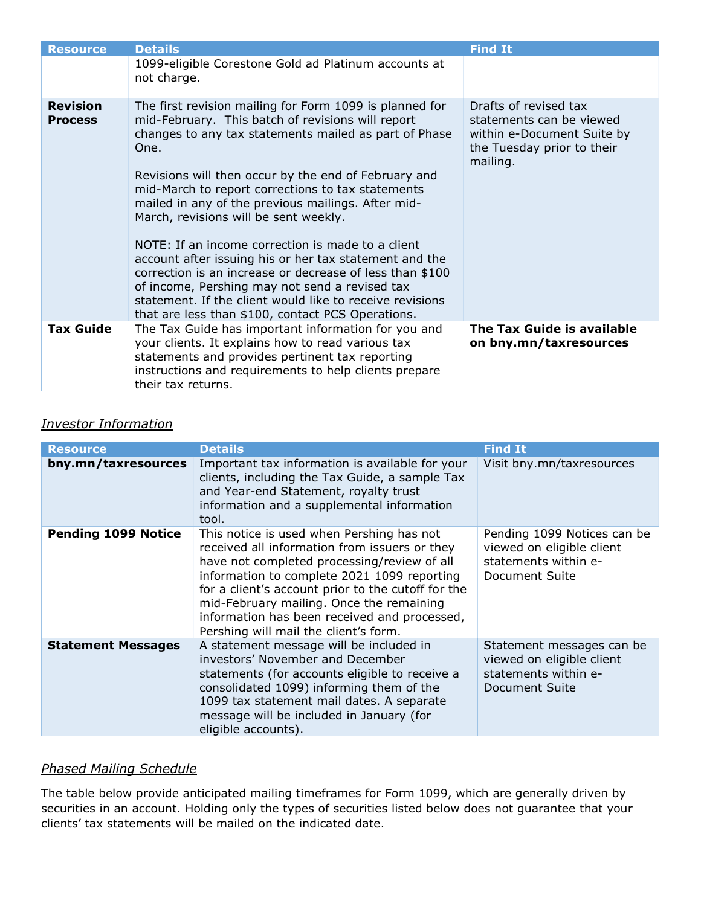| Resource | Details | Find It |
|---|---|---|
| | 1099-eligible Corestone Gold ad Platinum accounts at not charge. | |
| **Revision Process** | The first revision mailing for Form 1099 is planned for mid-February. This batch of revisions will report changes to any tax statements mailed as part of Phase One.<br><br>Revisions will then occur by the end of February and mid-March to report corrections to tax statements mailed in any of the previous mailings. After mid-March, revisions will be sent weekly.<br><br>NOTE: If an income correction is made to a client account after issuing his or her tax statement and the correction is an increase or decrease of less than $100 of income, Pershing may not send a revised tax statement. If the client would like to receive revisions that are less than $100, contact PCS Operations. | Drafts of revised tax statements can be viewed within e-Document Suite by the Tuesday prior to their mailing. |
| **Tax Guide** | The Tax Guide has important information for you and your clients. It explains how to read various tax statements and provides pertinent tax reporting instructions and requirements to help clients prepare their tax returns. | **The Tax Guide is available on bny.mn/taxresources** |

*Investor Information*

| Resource | Details | Find It |
|---|---|---|
| **bny.mn/taxresources** | Important tax information is available for your clients, including the Tax Guide, a sample Tax and Year-end Statement, royalty trust information and a supplemental information tool. | Visit bny.mn/taxresources |
| **Pending 1099 Notice** | This notice is used when Pershing has not received all information from issuers or they have not completed processing/review of all information to complete 2021 1099 reporting for a client's account prior to the cutoff for the mid-February mailing. Once the remaining information has been received and processed, Pershing will mail the client's form. | Pending 1099 Notices can be viewed on eligible client statements within e-Document Suite |
| **Statement Messages** | A statement message will be included in investors' November and December statements (for accounts eligible to receive a consolidated 1099) informing them of the 1099 tax statement mail dates. A separate message will be included in January (for eligible accounts). | Statement messages can be viewed on eligible client statements within e-Document Suite |

*Phased Mailing Schedule*

The table below provide anticipated mailing timeframes for Form 1099, which are generally driven by securities in an account. Holding only the types of securities listed below does not guarantee that your clients' tax statements will be mailed on the indicated date.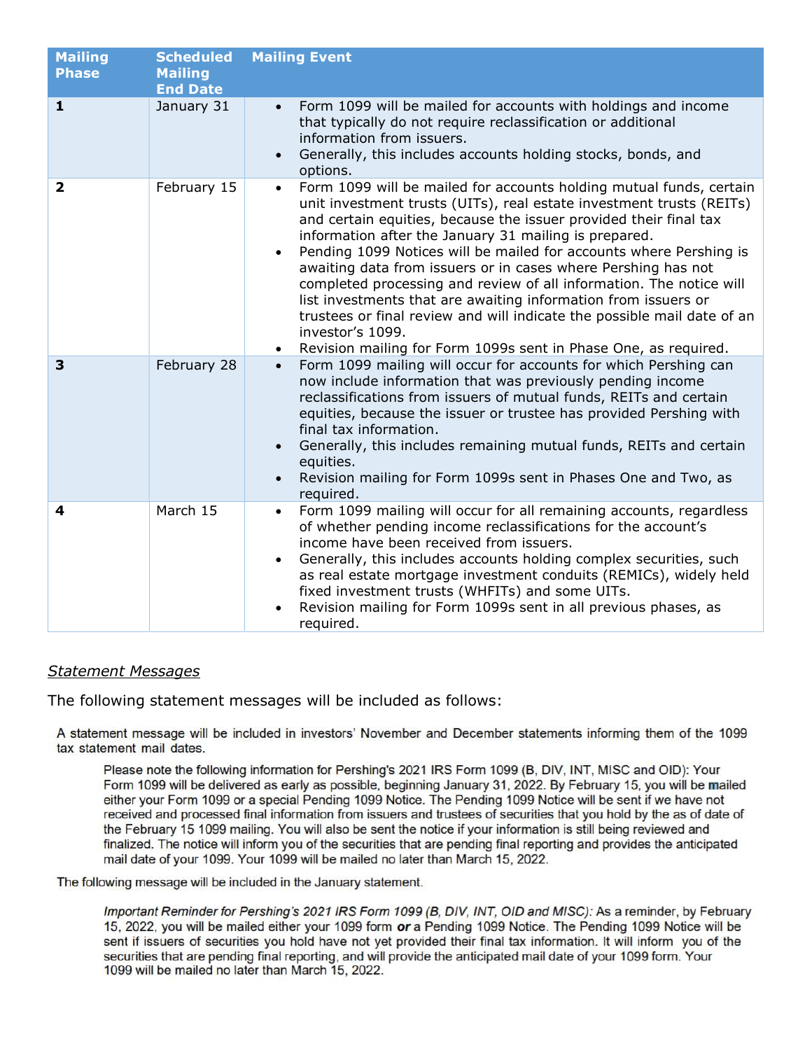| Mailing Phase | Scheduled Mailing End Date | Mailing Event |
|---|---|---|
| **1** | January 31 | • Form 1099 will be mailed for accounts with holdings and income that typically do not require reclassification or additional information from issuers.<br>• Generally, this includes accounts holding stocks, bonds, and options. |
| **2** | February 15 | • Form 1099 will be mailed for accounts holding mutual funds, certain unit investment trusts (UITs), real estate investment trusts (REITs) and certain equities, because the issuer provided their final tax information after the January 31 mailing is prepared.<br>• Pending 1099 Notices will be mailed for accounts where Pershing is awaiting data from issuers or in cases where Pershing has not completed processing and review of all information. The notice will list investments that are awaiting information from issuers or trustees or final review and will indicate the possible mail date of an investor's 1099.<br>• Revision mailing for Form 1099s sent in Phase One, as required. |
| **3** | February 28 | • Form 1099 mailing will occur for accounts for which Pershing can now include information that was previously pending income reclassifications from issuers of mutual funds, REITs and certain equities, because the issuer or trustee has provided Pershing with final tax information.<br>• Generally, this includes remaining mutual funds, REITs and certain equities.<br>• Revision mailing for Form 1099s sent in Phases One and Two, as required. |
| **4** | March 15 | • Form 1099 mailing will occur for all remaining accounts, regardless of whether pending income reclassifications for the account's income have been received from issuers.<br>• Generally, this includes accounts holding complex securities, such as real estate mortgage investment conduits (REMICs), widely held fixed investment trusts (WHFITs) and some UITs.<br>• Revision mailing for Form 1099s sent in all previous phases, as required. |

*Statement Messages*

The following statement messages will be included as follows:

A statement message will be included in investors' November and December statements informing them of the 1099 tax statement mail dates.

> Please note the following information for Pershing's 2021 IRS Form 1099 (B, DIV, INT, MISC and OID): Your Form 1099 will be delivered as early as possible, beginning January 31, 2022. By February 15, you will be mailed either your Form 1099 or a special Pending 1099 Notice. The Pending 1099 Notice will be sent if we have not received and processed final information from issuers and trustees of securities that you hold by the as of date of the February 15 1099 mailing. You will also be sent the notice if your information is still being reviewed and finalized. The notice will inform you of the securities that are pending final reporting and provides the anticipated mail date of your 1099. Your 1099 will be mailed no later than March 15, 2022.

The following message will be included in the January statement.

> *Important Reminder for Pershing's 2021 IRS Form 1099 (B, DIV, INT, OID and MISC):* As a reminder, by February 15, 2022, you will be mailed either your 1099 form ***or*** a Pending 1099 Notice. The Pending 1099 Notice will be sent if issuers of securities you hold have not yet provided their final tax information. It will inform you of the securities that are pending final reporting, and will provide the anticipated mail date of your 1099 form. Your 1099 will be mailed no later than March 15, 2022.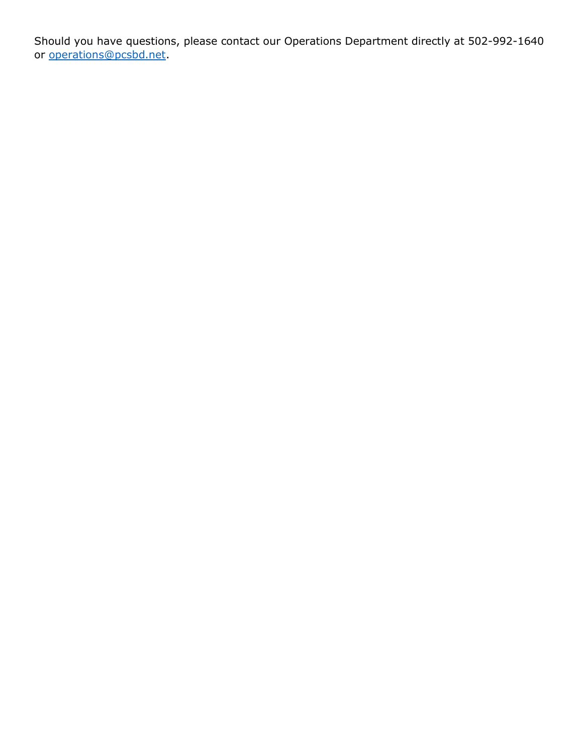Should you have questions, please contact our Operations Department directly at 502-992-1640 or [operations@pcsbd.net](mailto:operations@pcsbd.net).